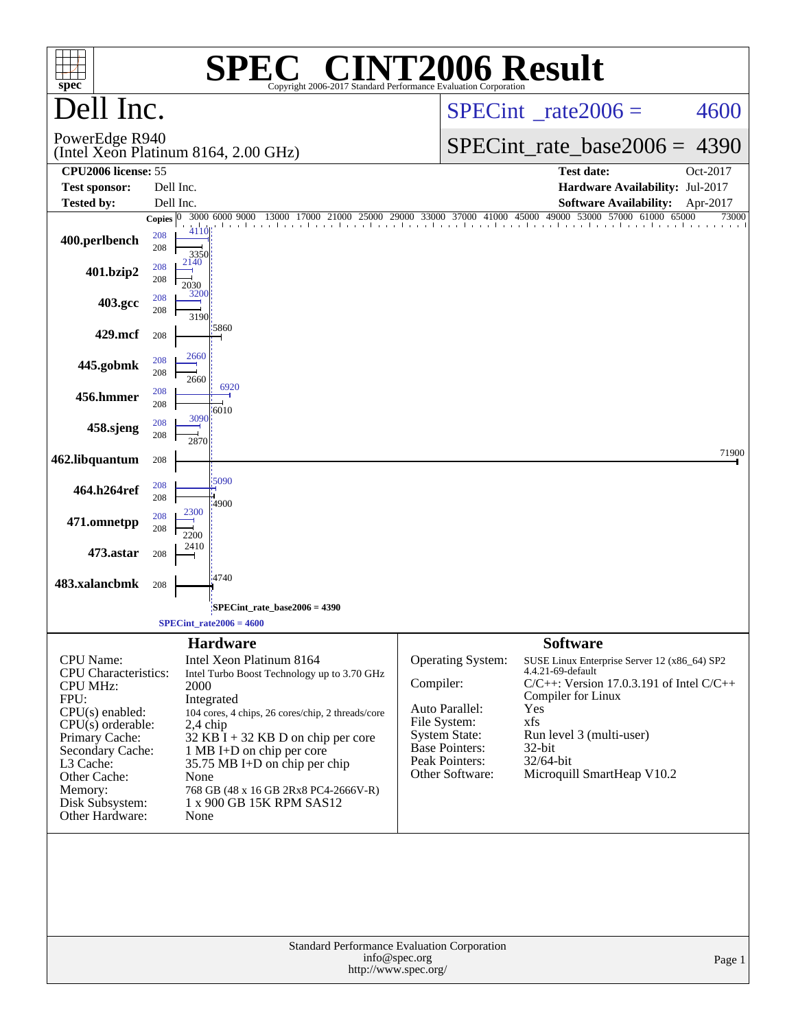# SPEC® CINT2006 Result

Copyright 2006-2017 Standard Performance Evaluation Corporation

## Dell Inc.

PowerEdge R940
(Intel Xeon Platinum 8164, 2.00 GHz)

SPECint_rate2006 = 4600

SPECint_rate_base2006 = 4390

| | | | |
|---|---|---|---|
| **CPU2006 license:** | 55 | **Test date:** | Oct-2017 |
| **Test sponsor:** | Dell Inc. | **Hardware Availability:** | Jul-2017 |
| **Tested by:** | Dell Inc. | **Software Availability:** | Apr-2017 |

| Benchmark | Copies (peak) | Peak | Copies (base) | Base |
|---|---|---|---|---|
| 400.perlbench | 208 | 4110 | 208 | 3350 |
| 401.bzip2 | 208 | 2140 | 208 | 2030 |
| 403.gcc | 208 | 3200 | 208 | 3190 |
| 429.mcf | | | 208 | 5860 |
| 445.gobmk | 208 | 2660 | 208 | 2660 |
| 456.hmmer | 208 | 6920 | 208 | 6010 |
| 458.sjeng | 208 | 3090 | 208 | 2870 |
| 462.libquantum | | | 208 | 71900 |
| 464.h264ref | 208 | 5090 | 208 | 4900 |
| 471.omnetpp | 208 | 2300 | 208 | 2200 |
| 473.astar | | | 208 | 2410 |
| 483.xalancbmk | | | 208 | 4740 |

SPECint_rate_base2006 = 4390

SPECint_rate2006 = 4600

## Hardware

| | |
|---|---|
| CPU Name: | Intel Xeon Platinum 8164 |
| CPU Characteristics: | Intel Turbo Boost Technology up to 3.70 GHz |
| CPU MHz: | 2000 |
| FPU: | Integrated |
| CPU(s) enabled: | 104 cores, 4 chips, 26 cores/chip, 2 threads/core |
| CPU(s) orderable: | 2,4 chip |
| Primary Cache: | 32 KB I + 32 KB D on chip per core |
| Secondary Cache: | 1 MB I+D on chip per core |
| L3 Cache: | 35.75 MB I+D on chip per chip |
| Other Cache: | None |
| Memory: | 768 GB (48 x 16 GB 2Rx8 PC4-2666V-R) |
| Disk Subsystem: | 1 x 900 GB 15K RPM SAS12 |
| Other Hardware: | None |

## Software

| | |
|---|---|
| Operating System: | SUSE Linux Enterprise Server 12 (x86_64) SP2 4.4.21-69-default |
| Compiler: | C/C++: Version 17.0.3.191 of Intel C/C++ Compiler for Linux |
| Auto Parallel: | Yes |
| File System: | xfs |
| System State: | Run level 3 (multi-user) |
| Base Pointers: | 32-bit |
| Peak Pointers: | 32/64-bit |
| Other Software: | Microquill SmartHeap V10.2 |

Standard Performance Evaluation Corporation
info@spec.org
http://www.spec.org/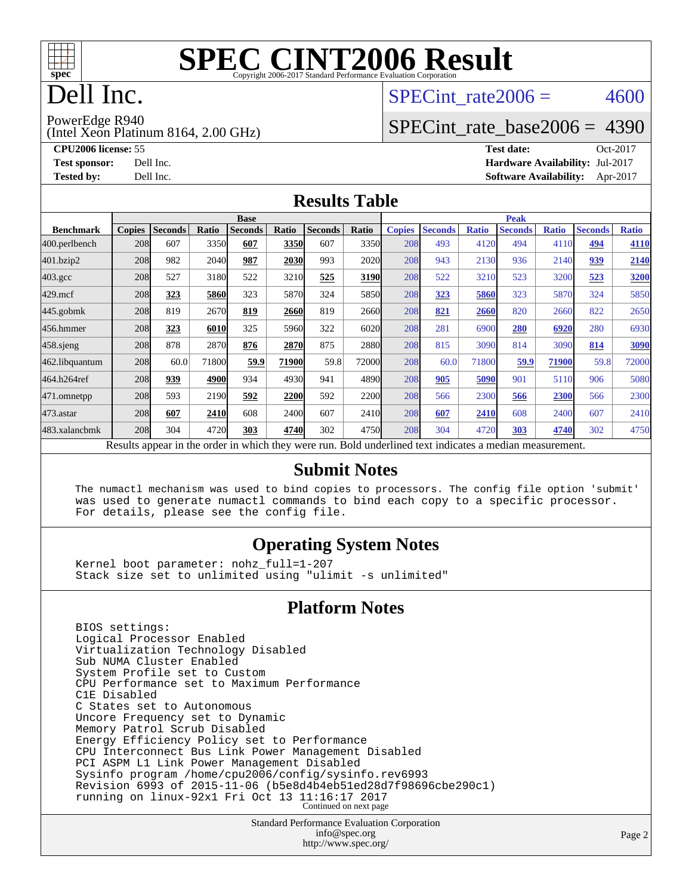# SPEC CINT2006 Result

Copyright 2006-2017 Standard Performance Evaluation Corporation

# Dell Inc.

PowerEdge R940
(Intel Xeon Platinum 8164, 2.00 GHz)

SPECint_rate2006 = 4600

SPECint_rate_base2006 = 4390

**CPU2006 license:** 55
**Test sponsor:** Dell Inc.
**Tested by:** Dell Inc.

**Test date:** Oct-2017
**Hardware Availability:** Jul-2017
**Software Availability:** Apr-2017

## Results Table

| Benchmark | Base | | | | | | | Peak | | | | | | |
|---|---|---|---|---|---|---|---|---|---|---|---|---|---|---|
| | Copies | Seconds | Ratio | Seconds | Ratio | Seconds | Ratio | Copies | Seconds | Ratio | Seconds | Ratio | Seconds | Ratio |
| 400.perlbench | 208 | 607 | 3350 | **607** | **3350** | 607 | 3350 | 208 | 493 | 4120 | 494 | 4110 | **494** | **4110** |
| 401.bzip2 | 208 | 982 | 2040 | **987** | **2030** | 993 | 2020 | 208 | 943 | 2130 | 936 | 2140 | **939** | **2140** |
| 403.gcc | 208 | 527 | 3180 | 522 | 3210 | **525** | **3190** | 208 | 522 | 3210 | 523 | 3200 | **523** | **3200** |
| 429.mcf | 208 | **323** | **5860** | 323 | 5870 | 324 | 5850 | 208 | **323** | **5860** | 323 | 5870 | 324 | 5850 |
| 445.gobmk | 208 | 819 | 2670 | **819** | **2660** | 819 | 2660 | 208 | **821** | **2660** | 820 | 2660 | 822 | 2650 |
| 456.hmmer | 208 | **323** | **6010** | 325 | 5960 | 322 | 6020 | 208 | 281 | 6900 | **280** | **6920** | 280 | 6930 |
| 458.sjeng | 208 | 878 | 2870 | **876** | **2870** | 875 | 2880 | 208 | 815 | 3090 | 814 | 3090 | **814** | **3090** |
| 462.libquantum | 208 | 60.0 | 71800 | **59.9** | **71900** | 59.8 | 72000 | 208 | 60.0 | 71800 | **59.9** | **71900** | 59.8 | 72000 |
| 464.h264ref | 208 | **939** | **4900** | 934 | 4930 | 941 | 4890 | 208 | **905** | **5090** | 901 | 5110 | 906 | 5080 |
| 471.omnetpp | 208 | 593 | 2190 | **592** | **2200** | 592 | 2200 | 208 | 566 | 2300 | **566** | **2300** | 566 | 2300 |
| 473.astar | 208 | **607** | **2410** | 608 | 2400 | 607 | 2410 | 208 | **607** | **2410** | 608 | 2400 | 607 | 2410 |
| 483.xalancbmk | 208 | 304 | 4720 | **303** | **4740** | 302 | 4750 | 208 | 304 | 4720 | **303** | **4740** | 302 | 4750 |

Results appear in the order in which they were run. Bold underlined text indicates a median measurement.

## Submit Notes

```
The numactl mechanism was used to bind copies to processors. The config file option 'submit'
was used to generate numactl commands to bind each copy to a specific processor.
For details, please see the config file.
```

## Operating System Notes

```
Kernel boot parameter: nohz_full=1-207
Stack size set to unlimited using "ulimit -s unlimited"
```

## Platform Notes

```
BIOS settings:
Logical Processor Enabled
Virtualization Technology Disabled
Sub NUMA Cluster Enabled
System Profile set to Custom
CPU Performance set to Maximum Performance
C1E Disabled
C States set to Autonomous
Uncore Frequency set to Dynamic
Memory Patrol Scrub Disabled
Energy Efficiency Policy set to Performance
CPU Interconnect Bus Link Power Management Disabled
PCI ASPM L1 Link Power Management Disabled
Sysinfo program /home/cpu2006/config/sysinfo.rev6993
Revision 6993 of 2015-11-06 (b5e8d4b4eb51ed28d7f98696cbe290c1)
running on linux-92x1 Fri Oct 13 11:16:17 2017
```

Continued on next page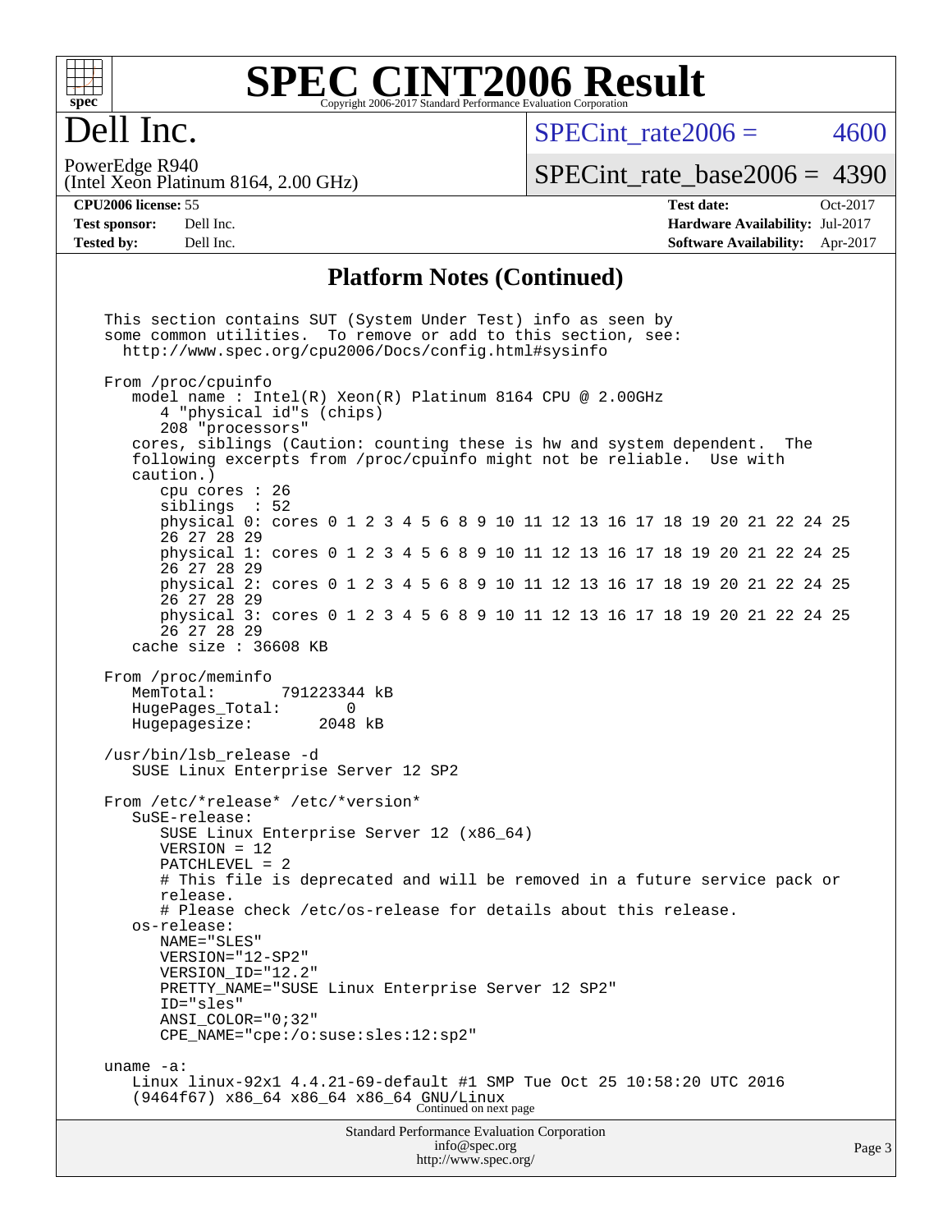# Dell Inc.

PowerEdge R940
(Intel Xeon Platinum 8164, 2.00 GHz)

SPECint_rate2006 = 4600

SPECint_rate_base2006 = 4390

**CPU2006 license:** 55
**Test sponsor:** Dell Inc.
**Tested by:** Dell Inc.

**Test date:** Oct-2017
**Hardware Availability:** Jul-2017
**Software Availability:** Apr-2017

## Platform Notes (Continued)

```
This section contains SUT (System Under Test) info as seen by
some common utilities.  To remove or add to this section, see:
  http://www.spec.org/cpu2006/Docs/config.html#sysinfo

From /proc/cpuinfo
   model name : Intel(R) Xeon(R) Platinum 8164 CPU @ 2.00GHz
      4 "physical id"s (chips)
      208 "processors"
   cores, siblings (Caution: counting these is hw and system dependent.  The
   following excerpts from /proc/cpuinfo might not be reliable.  Use with
   caution.)
      cpu cores : 26
      siblings  : 52
      physical 0: cores 0 1 2 3 4 5 6 8 9 10 11 12 13 16 17 18 19 20 21 22 24 25
      26 27 28 29
      physical 1: cores 0 1 2 3 4 5 6 8 9 10 11 12 13 16 17 18 19 20 21 22 24 25
      26 27 28 29
      physical 2: cores 0 1 2 3 4 5 6 8 9 10 11 12 13 16 17 18 19 20 21 22 24 25
      26 27 28 29
      physical 3: cores 0 1 2 3 4 5 6 8 9 10 11 12 13 16 17 18 19 20 21 22 24 25
      26 27 28 29
   cache size : 36608 KB

From /proc/meminfo
   MemTotal:       791223344 kB
   HugePages_Total:       0
   Hugepagesize:       2048 kB

/usr/bin/lsb_release -d
   SUSE Linux Enterprise Server 12 SP2

From /etc/*release* /etc/*version*
   SuSE-release:
      SUSE Linux Enterprise Server 12 (x86_64)
      VERSION = 12
      PATCHLEVEL = 2
      # This file is deprecated and will be removed in a future service pack or
      release.
      # Please check /etc/os-release for details about this release.
   os-release:
      NAME="SLES"
      VERSION="12-SP2"
      VERSION_ID="12.2"
      PRETTY_NAME="SUSE Linux Enterprise Server 12 SP2"
      ID="sles"
      ANSI_COLOR="0;32"
      CPE_NAME="cpe:/o:suse:sles:12:sp2"

uname -a:
   Linux linux-92x1 4.4.21-69-default #1 SMP Tue Oct 25 10:58:20 UTC 2016
   (9464f67) x86_64 x86_64 x86_64 GNU/Linux
```

Continued on next page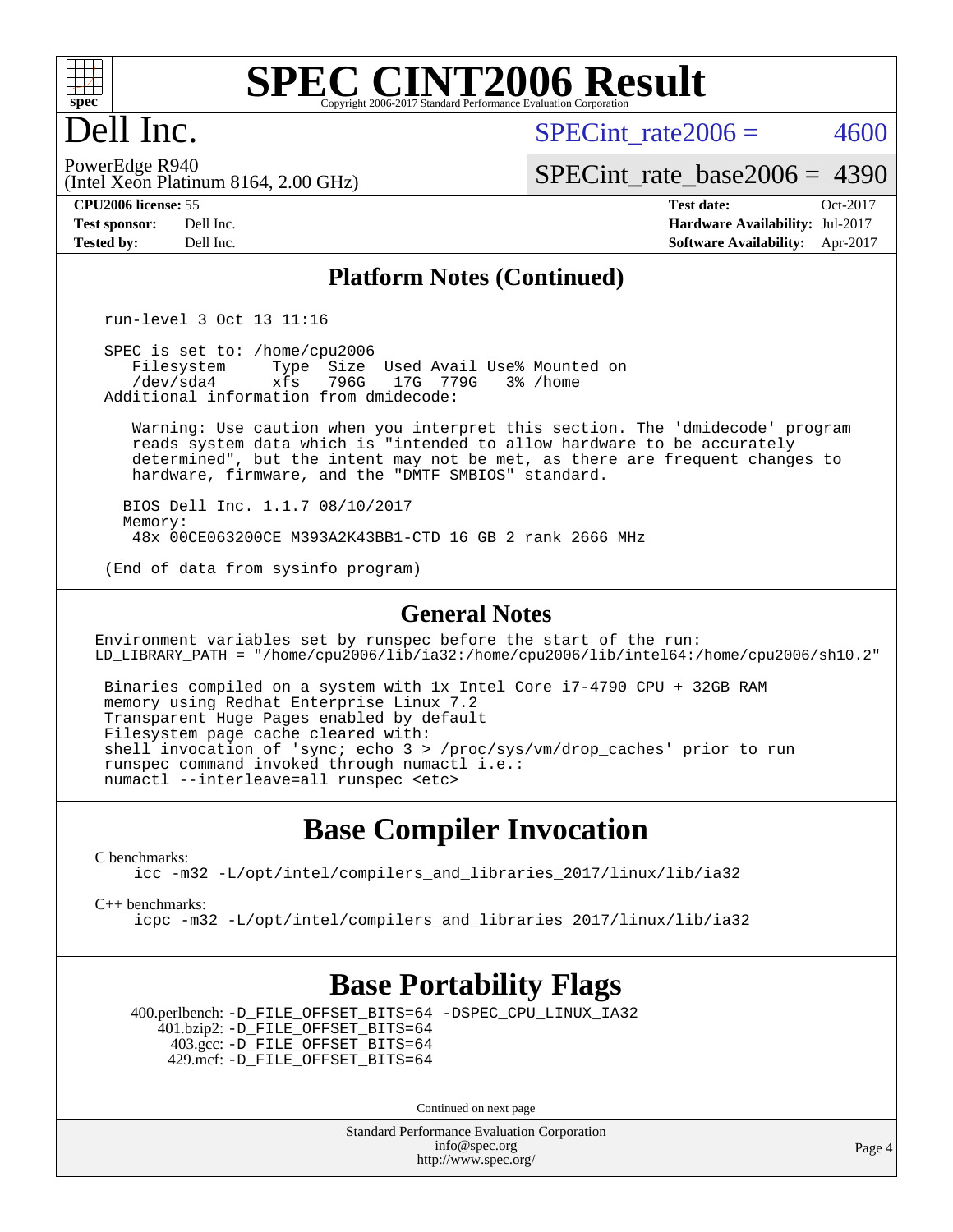# SPEC CINT2006 Result

Copyright 2006-2017 Standard Performance Evaluation Corporation

# Dell Inc.

PowerEdge R940
(Intel Xeon Platinum 8164, 2.00 GHz)

SPECint_rate2006 = 4600

SPECint_rate_base2006 = 4390

| | | | |
|---|---|---|---|
| **CPU2006 license:** 55 | | **Test date:** | Oct-2017 |
| **Test sponsor:** | Dell Inc. | **Hardware Availability:** | Jul-2017 |
| **Tested by:** | Dell Inc. | **Software Availability:** | Apr-2017 |

## Platform Notes (Continued)

```
run-level 3 Oct 13 11:16

SPEC is set to: /home/cpu2006
   Filesystem     Type  Size  Used Avail Use% Mounted on
   /dev/sda4      xfs   796G   17G  779G   3% /home
Additional information from dmidecode:

    Warning: Use caution when you interpret this section. The 'dmidecode' program
    reads system data which is "intended to allow hardware to be accurately
    determined", but the intent may not be met, as there are frequent changes to
    hardware, firmware, and the "DMTF SMBIOS" standard.

  BIOS Dell Inc. 1.1.7 08/10/2017
  Memory:
    48x 00CE063200CE M393A2K43BB1-CTD 16 GB 2 rank 2666 MHz

(End of data from sysinfo program)
```

## General Notes

```
Environment variables set by runspec before the start of the run:
LD_LIBRARY_PATH = "/home/cpu2006/lib/ia32:/home/cpu2006/lib/intel64:/home/cpu2006/sh10.2"

 Binaries compiled on a system with 1x Intel Core i7-4790 CPU + 32GB RAM
 memory using Redhat Enterprise Linux 7.2
 Transparent Huge Pages enabled by default
 Filesystem page cache cleared with:
 shell invocation of 'sync; echo 3 > /proc/sys/vm/drop_caches' prior to run
 runspec command invoked through numactl i.e.:
 numactl --interleave=all runspec <etc>
```

## Base Compiler Invocation

C benchmarks:
```
icc -m32 -L/opt/intel/compilers_and_libraries_2017/linux/lib/ia32
```

C++ benchmarks:
```
icpc -m32 -L/opt/intel/compilers_and_libraries_2017/linux/lib/ia32
```

## Base Portability Flags

400.perlbench: -D_FILE_OFFSET_BITS=64 -DSPEC_CPU_LINUX_IA32
401.bzip2: -D_FILE_OFFSET_BITS=64
403.gcc: -D_FILE_OFFSET_BITS=64
429.mcf: -D_FILE_OFFSET_BITS=64

Continued on next page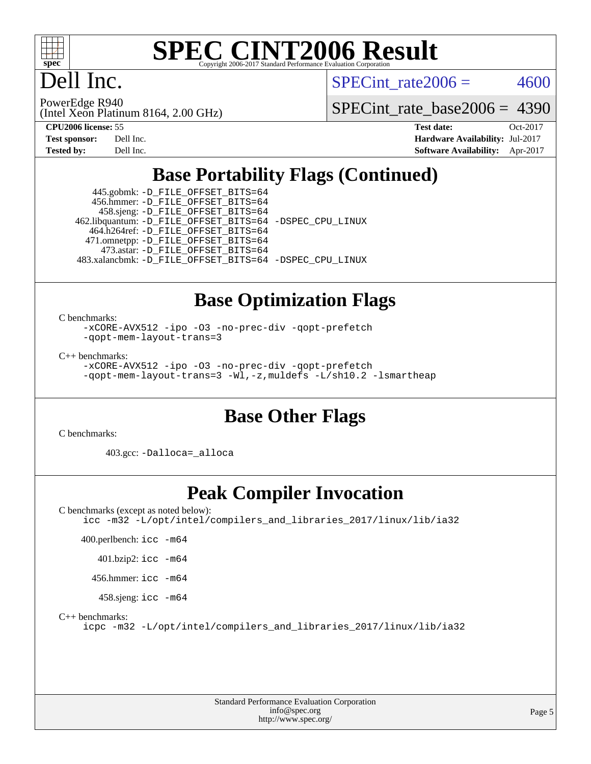# SPEC CINT2006 Result

Copyright 2006-2017 Standard Performance Evaluation Corporation

## Dell Inc.

PowerEdge R940
(Intel Xeon Platinum 8164, 2.00 GHz)

SPECint_rate2006 = 4600

SPECint_rate_base2006 = 4390

**CPU2006 license:** 55
**Test sponsor:** Dell Inc.
**Tested by:** Dell Inc.

**Test date:** Oct-2017
**Hardware Availability:** Jul-2017
**Software Availability:** Apr-2017

## Base Portability Flags (Continued)

445.gobmk: -D_FILE_OFFSET_BITS=64
456.hmmer: -D_FILE_OFFSET_BITS=64
458.sjeng: -D_FILE_OFFSET_BITS=64
462.libquantum: -D_FILE_OFFSET_BITS=64 -DSPEC_CPU_LINUX
464.h264ref: -D_FILE_OFFSET_BITS=64
471.omnetpp: -D_FILE_OFFSET_BITS=64
473.astar: -D_FILE_OFFSET_BITS=64
483.xalancbmk: -D_FILE_OFFSET_BITS=64 -DSPEC_CPU_LINUX

## Base Optimization Flags

C benchmarks:

-xCORE-AVX512 -ipo -O3 -no-prec-div -qopt-prefetch
-qopt-mem-layout-trans=3

C++ benchmarks:

-xCORE-AVX512 -ipo -O3 -no-prec-div -qopt-prefetch
-qopt-mem-layout-trans=3 -Wl,-z,muldefs -L/sh10.2 -lsmartheap

## Base Other Flags

C benchmarks:

403.gcc: -Dalloca=_alloca

## Peak Compiler Invocation

C benchmarks (except as noted below):

icc -m32 -L/opt/intel/compilers_and_libraries_2017/linux/lib/ia32

400.perlbench: icc -m64

401.bzip2: icc -m64

456.hmmer: icc -m64

458.sjeng: icc -m64

C++ benchmarks:

icpc -m32 -L/opt/intel/compilers_and_libraries_2017/linux/lib/ia32

Standard Performance Evaluation Corporation
info@spec.org
http://www.spec.org/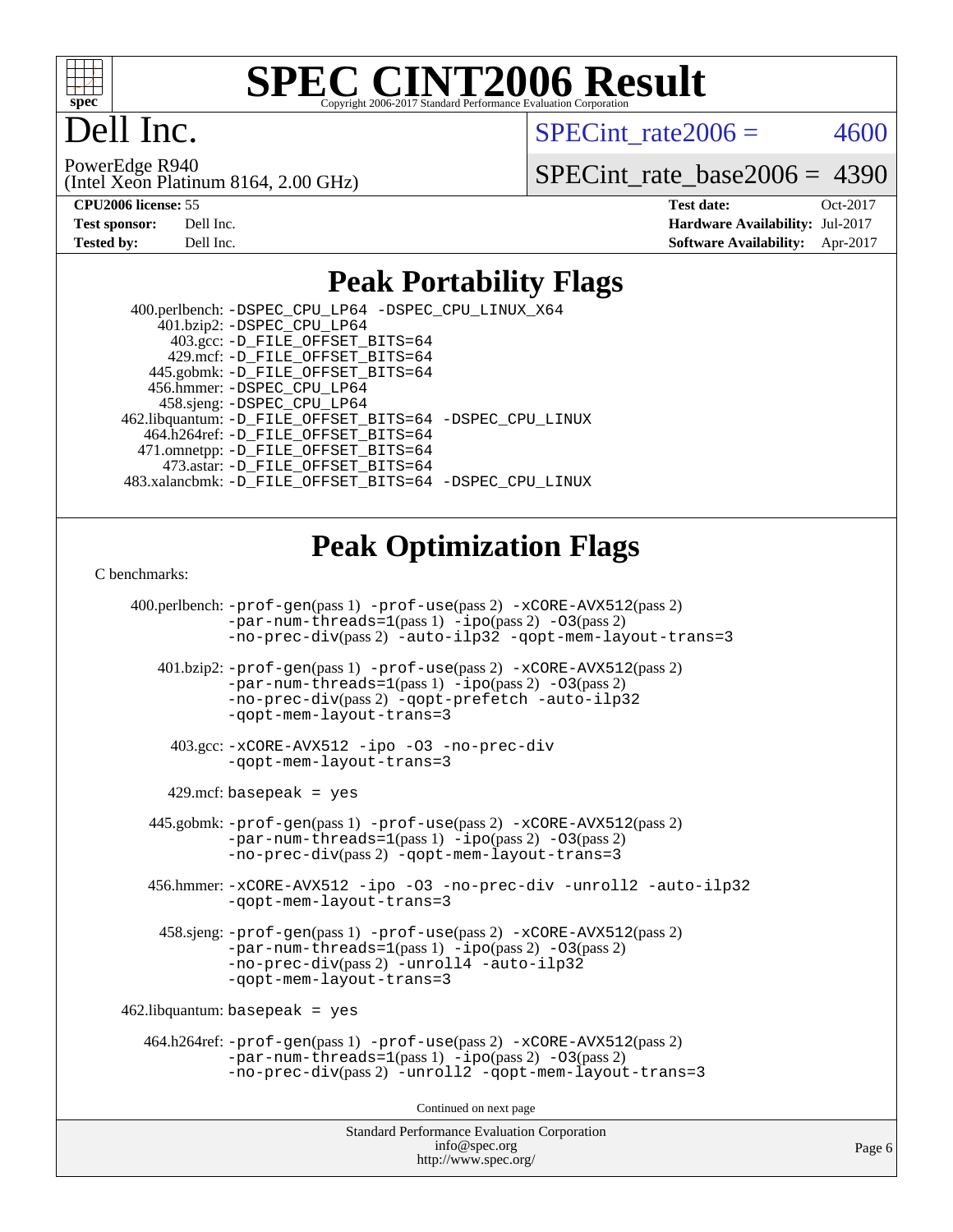# SPEC CINT2006 Result

Copyright 2006-2017 Standard Performance Evaluation Corporation

# Dell Inc.

PowerEdge R940
(Intel Xeon Platinum 8164, 2.00 GHz)

SPECint_rate2006 = 4600

SPECint_rate_base2006 = 4390

| | | | |
|---|---|---|---|
| **CPU2006 license:** | 55 | **Test date:** | Oct-2017 |
| **Test sponsor:** | Dell Inc. | **Hardware Availability:** | Jul-2017 |
| **Tested by:** | Dell Inc. | **Software Availability:** | Apr-2017 |

## Peak Portability Flags

400.perlbench: -DSPEC_CPU_LP64 -DSPEC_CPU_LINUX_X64
401.bzip2: -DSPEC_CPU_LP64
403.gcc: -D_FILE_OFFSET_BITS=64
429.mcf: -D_FILE_OFFSET_BITS=64
445.gobmk: -D_FILE_OFFSET_BITS=64
456.hmmer: -DSPEC_CPU_LP64
458.sjeng: -DSPEC_CPU_LP64
462.libquantum: -D_FILE_OFFSET_BITS=64 -DSPEC_CPU_LINUX
464.h264ref: -D_FILE_OFFSET_BITS=64
471.omnetpp: -D_FILE_OFFSET_BITS=64
473.astar: -D_FILE_OFFSET_BITS=64
483.xalancbmk: -D_FILE_OFFSET_BITS=64 -DSPEC_CPU_LINUX

## Peak Optimization Flags

C benchmarks:

400.perlbench: -prof-gen(pass 1) -prof-use(pass 2) -xCORE-AVX512(pass 2) -par-num-threads=1(pass 1) -ipo(pass 2) -O3(pass 2) -no-prec-div(pass 2) -auto-ilp32 -qopt-mem-layout-trans=3

401.bzip2: -prof-gen(pass 1) -prof-use(pass 2) -xCORE-AVX512(pass 2) -par-num-threads=1(pass 1) -ipo(pass 2) -O3(pass 2) -no-prec-div(pass 2) -qopt-prefetch -auto-ilp32 -qopt-mem-layout-trans=3

403.gcc: -xCORE-AVX512 -ipo -O3 -no-prec-div -qopt-mem-layout-trans=3

429.mcf: basepeak = yes

445.gobmk: -prof-gen(pass 1) -prof-use(pass 2) -xCORE-AVX512(pass 2) -par-num-threads=1(pass 1) -ipo(pass 2) -O3(pass 2) -no-prec-div(pass 2) -qopt-mem-layout-trans=3

456.hmmer: -xCORE-AVX512 -ipo -O3 -no-prec-div -unroll2 -auto-ilp32 -qopt-mem-layout-trans=3

458.sjeng: -prof-gen(pass 1) -prof-use(pass 2) -xCORE-AVX512(pass 2) -par-num-threads=1(pass 1) -ipo(pass 2) -O3(pass 2) -no-prec-div(pass 2) -unroll4 -auto-ilp32 -qopt-mem-layout-trans=3

462.libquantum: basepeak = yes

464.h264ref: -prof-gen(pass 1) -prof-use(pass 2) -xCORE-AVX512(pass 2) -par-num-threads=1(pass 1) -ipo(pass 2) -O3(pass 2) -no-prec-div(pass 2) -unroll2 -qopt-mem-layout-trans=3

Continued on next page

Standard Performance Evaluation Corporation
info@spec.org
http://www.spec.org/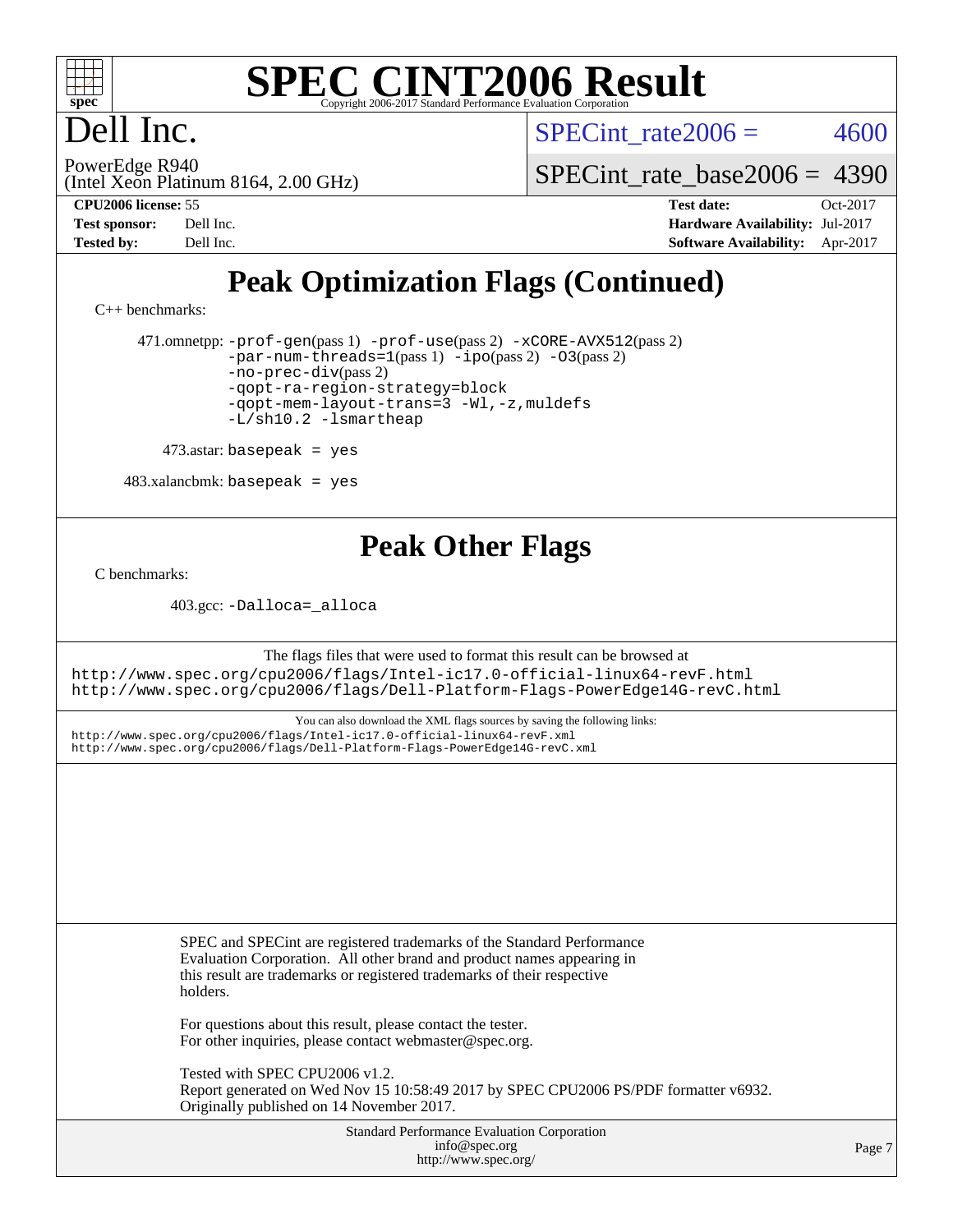# Dell Inc.

PowerEdge R940
(Intel Xeon Platinum 8164, 2.00 GHz)

SPECint_rate2006 = 4600

SPECint_rate_base2006 = 4390

**CPU2006 license:** 55
**Test sponsor:** Dell Inc.
**Tested by:** Dell Inc.

**Test date:** Oct-2017
**Hardware Availability:** Jul-2017
**Software Availability:** Apr-2017

## Peak Optimization Flags (Continued)

C++ benchmarks:

471.omnetpp: `-prof-gen`(pass 1) `-prof-use`(pass 2) `-xCORE-AVX512`(pass 2) `-par-num-threads=1`(pass 1) `-ipo`(pass 2) `-O3`(pass 2) `-no-prec-div`(pass 2) `-qopt-ra-region-strategy=block` `-qopt-mem-layout-trans=3` `-Wl,-z,muldefs` `-L/sh10.2` `-lsmartheap`

473.astar: `basepeak = yes`

483.xalancbmk: `basepeak = yes`

## Peak Other Flags

C benchmarks:

403.gcc: `-Dalloca=_alloca`

The flags files that were used to format this result can be browsed at
http://www.spec.org/cpu2006/flags/Intel-ic17.0-official-linux64-revF.html
http://www.spec.org/cpu2006/flags/Dell-Platform-Flags-PowerEdge14G-revC.html

You can also download the XML flags sources by saving the following links:
http://www.spec.org/cpu2006/flags/Intel-ic17.0-official-linux64-revF.xml
http://www.spec.org/cpu2006/flags/Dell-Platform-Flags-PowerEdge14G-revC.xml

SPEC and SPECint are registered trademarks of the Standard Performance Evaluation Corporation. All other brand and product names appearing in this result are trademarks or registered trademarks of their respective holders.

For questions about this result, please contact the tester.
For other inquiries, please contact webmaster@spec.org.

Tested with SPEC CPU2006 v1.2.
Report generated on Wed Nov 15 10:58:49 2017 by SPEC CPU2006 PS/PDF formatter v6932.
Originally published on 14 November 2017.